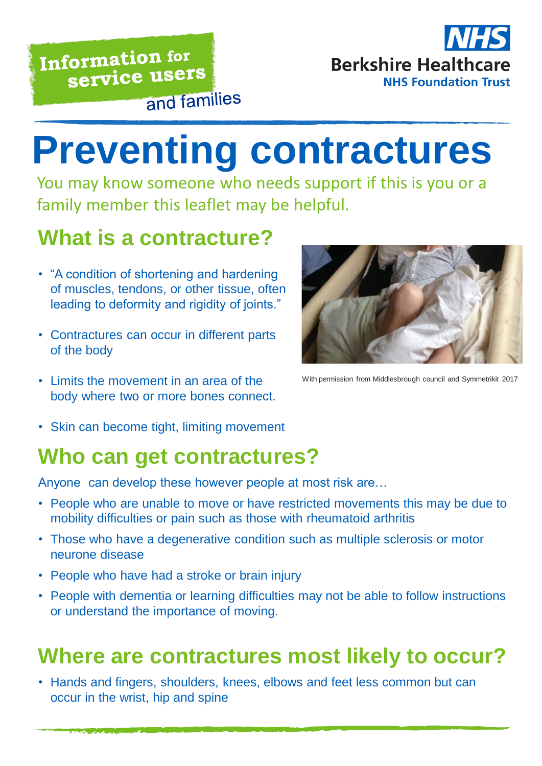Information for service users and families

NHS Berkshire Healthcare NHS Foundation Trust

# Preventing contractures

You may know someone who needs support if this is you or a family member this leaflet may be helpful.

## What is a contracture?

- "A condition of shortening and hardening of muscles, tendons, or other tissue, often leading to deformity and rigidity of joints."
- Contractures can occur in different parts of the body
- Limits the movement in an area of the body where two or more bones connect.
- Skin can become tight, limiting movement

With permission from Middlesbrough council and Symmetrikit 2017

## Who can get contractures?

Anyone can develop these however people at most risk are…

- People who are unable to move or have restricted movements this may be due to mobility difficulties or pain such as those with rheumatoid arthritis
- Those who have a degenerative condition such as multiple sclerosis or motor neurone disease
- People who have had a stroke or brain injury
- People with dementia or learning difficulties may not be able to follow instructions or understand the importance of moving.

## Where are contractures most likely to occur?

- Hands and fingers, shoulders, knees, elbows and feet less common but can occur in the wrist, hip and spine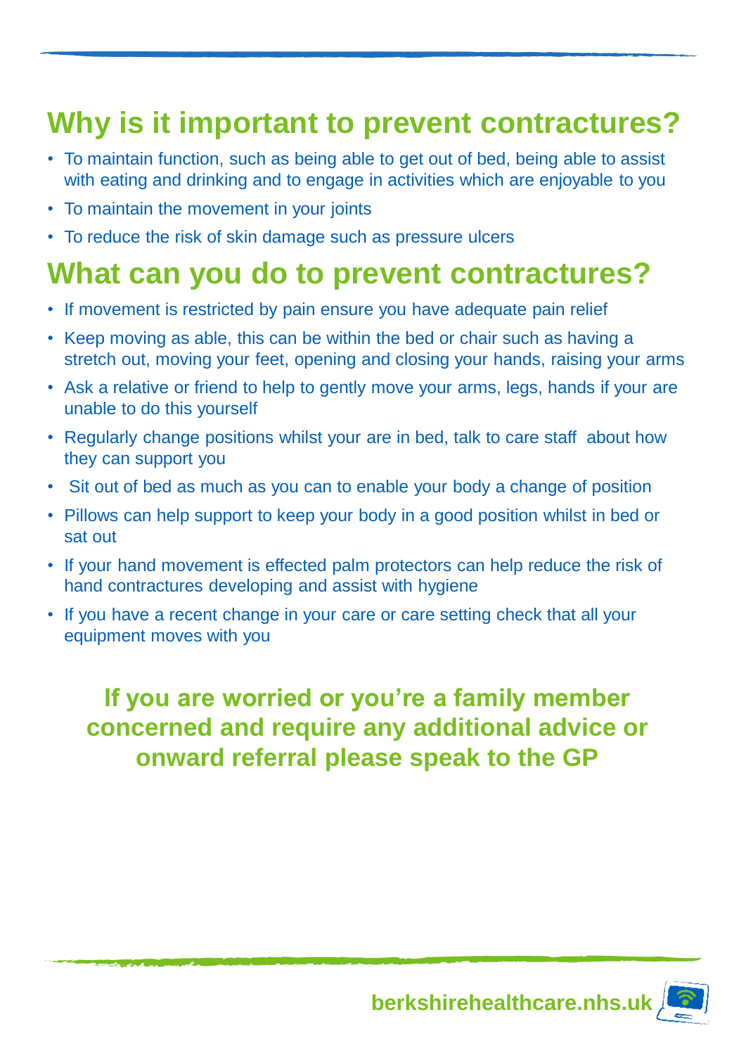## Why is it important to prevent contractures?

- To maintain function, such as being able to get out of bed, being able to assist with eating and drinking and to engage in activities which are enjoyable to you
- To maintain the movement in your joints
- To reduce the risk of skin damage such as pressure ulcers

## What can you do to prevent contractures?

- If movement is restricted by pain ensure you have adequate pain relief
- Keep moving as able, this can be within the bed or chair such as having a stretch out, moving your feet, opening and closing your hands, raising your arms
- Ask a relative or friend to help to gently move your arms, legs, hands if your are unable to do this yourself
- Regularly change positions whilst your are in bed, talk to care staff about how they can support you
- Sit out of bed as much as you can to enable your body a change of position
- Pillows can help support to keep your body in a good position whilst in bed or sat out
- If your hand movement is effected palm protectors can help reduce the risk of hand contractures developing and assist with hygiene
- If you have a recent change in your care or care setting check that all your equipment moves with you

**If you are worried or you're a family member concerned and require any additional advice or onward referral please speak to the GP**

**berkshirehealthcare.nhs.uk**